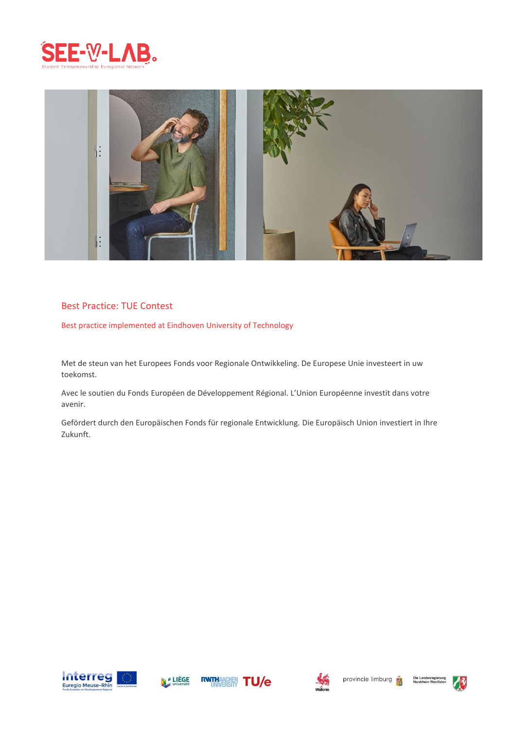# Best Practice: TUE Contest

## Best practice implemented at Eindhoven University of Technology

Met de steun van het Europees Fonds voor Regionale Ontwikkeling. De Europese Unie investeert in uw toekomst.

Avec le soutien du Fonds Européen de Développement Régional. L'Union Européenne investit dans votre avenir.

Gefördert durch den Europäischen Fonds für regionale Entwicklung. Die Europäisch Union investiert in Ihre Zukunft.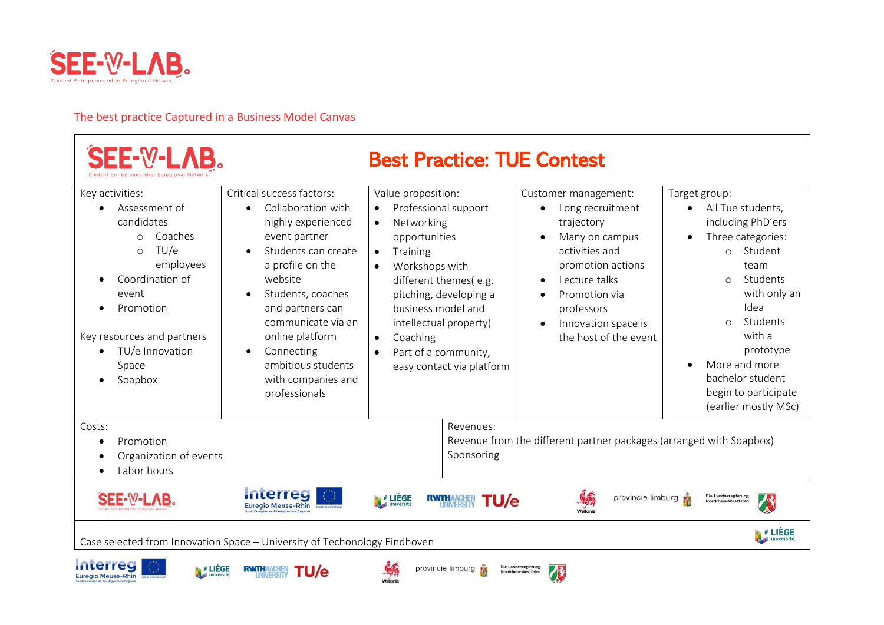The best practice Captured in a Business Model Canvas

## Best Practice: TUE Contest

| Key activities: | Critical success factors: | Value proposition: | Customer management: | Target group: |
|---|---|---|---|---|
| • Assessment of candidates<br>  ○ Coaches<br>  ○ TU/e employees<br>• Coordination of event<br>• Promotion<br><br>Key resources and partners<br>• TU/e Innovation Space<br>• Soapbox | • Collaboration with highly experienced event partner<br>• Students can create a profile on the website<br>• Students, coaches and partners can communicate via an online platform<br>• Connecting ambitious students with companies and professionals | • Professional support<br>• Networking opportunities<br>• Training<br>• Workshops with different themes( e.g. pitching, developing a business model and intellectual property)<br>• Coaching<br>• Part of a community, easy contact via platform | • Long recruitment trajectory<br>• Many on campus activities and promotion actions<br>• Lecture talks<br>• Promotion via professors<br>• Innovation space is the host of the event | • All Tue students, including PhD'ers<br>• Three categories:<br>  ○ Student team<br>  ○ Students with only an Idea<br>  ○ Students with a prototype<br>• More and more bachelor student begin to participate (earlier mostly MSc) |

| Costs: | Revenues: |
|---|---|
| • Promotion<br>• Organization of events<br>• Labor hours | Revenue from the different partner packages (arranged with Soapbox)<br>Sponsoring |

Case selected from Innovation Space – University of Techonology Eindhoven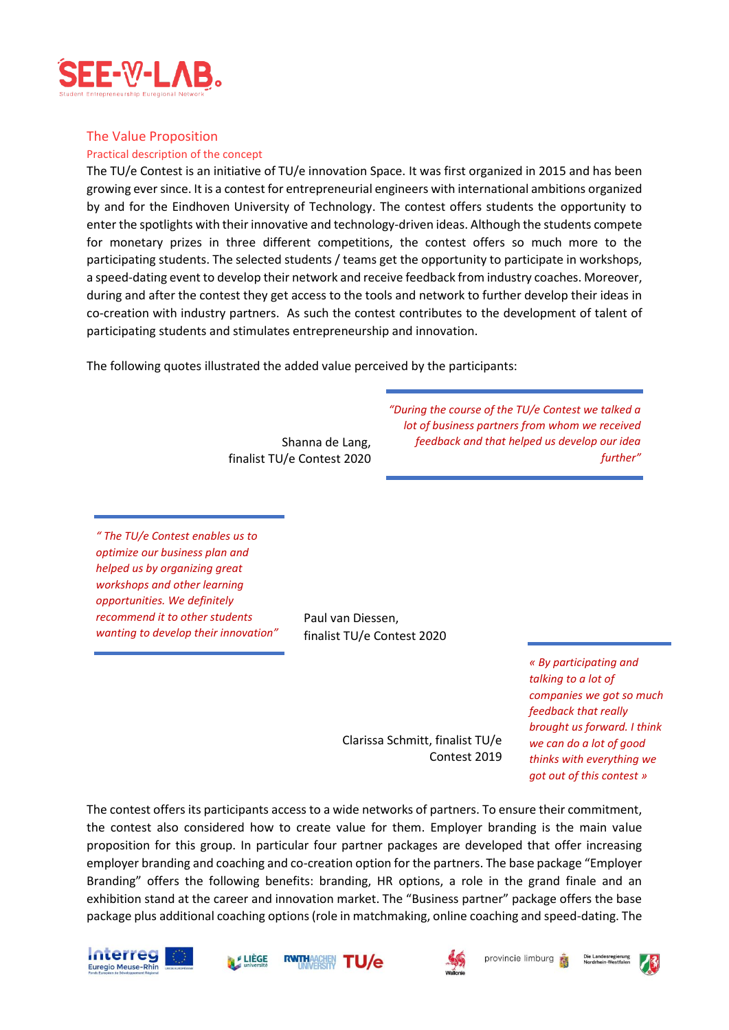## The Value Proposition

### Practical description of the concept

The TU/e Contest is an initiative of TU/e innovation Space. It was first organized in 2015 and has been growing ever since. It is a contest for entrepreneurial engineers with international ambitions organized by and for the Eindhoven University of Technology. The contest offers students the opportunity to enter the spotlights with their innovative and technology-driven ideas. Although the students compete for monetary prizes in three different competitions, the contest offers so much more to the participating students. The selected students / teams get the opportunity to participate in workshops, a speed-dating event to develop their network and receive feedback from industry coaches. Moreover, during and after the contest they get access to the tools and network to further develop their ideas in co-creation with industry partners. As such the contest contributes to the development of talent of participating students and stimulates entrepreneurship and innovation.

The following quotes illustrated the added value perceived by the participants:

> *"During the course of the TU/e Contest we talked a lot of business partners from whom we received feedback and that helped us develop our idea further"*

Shanna de Lang, finalist TU/e Contest 2020

> *" The TU/e Contest enables us to optimize our business plan and helped us by organizing great workshops and other learning opportunities. We definitely recommend it to other students wanting to develop their innovation"*

Paul van Diessen, finalist TU/e Contest 2020

> *« By participating and talking to a lot of companies we got so much feedback that really brought us forward. I think we can do a lot of good thinks with everything we got out of this contest »*

Clarissa Schmitt, finalist TU/e Contest 2019

The contest offers its participants access to a wide networks of partners. To ensure their commitment, the contest also considered how to create value for them. Employer branding is the main value proposition for this group. In particular four partner packages are developed that offer increasing employer branding and coaching and co-creation option for the partners. The base package "Employer Branding" offers the following benefits: branding, HR options, a role in the grand finale and an exhibition stand at the career and innovation market. The "Business partner" package offers the base package plus additional coaching options (role in matchmaking, online coaching and speed-dating. The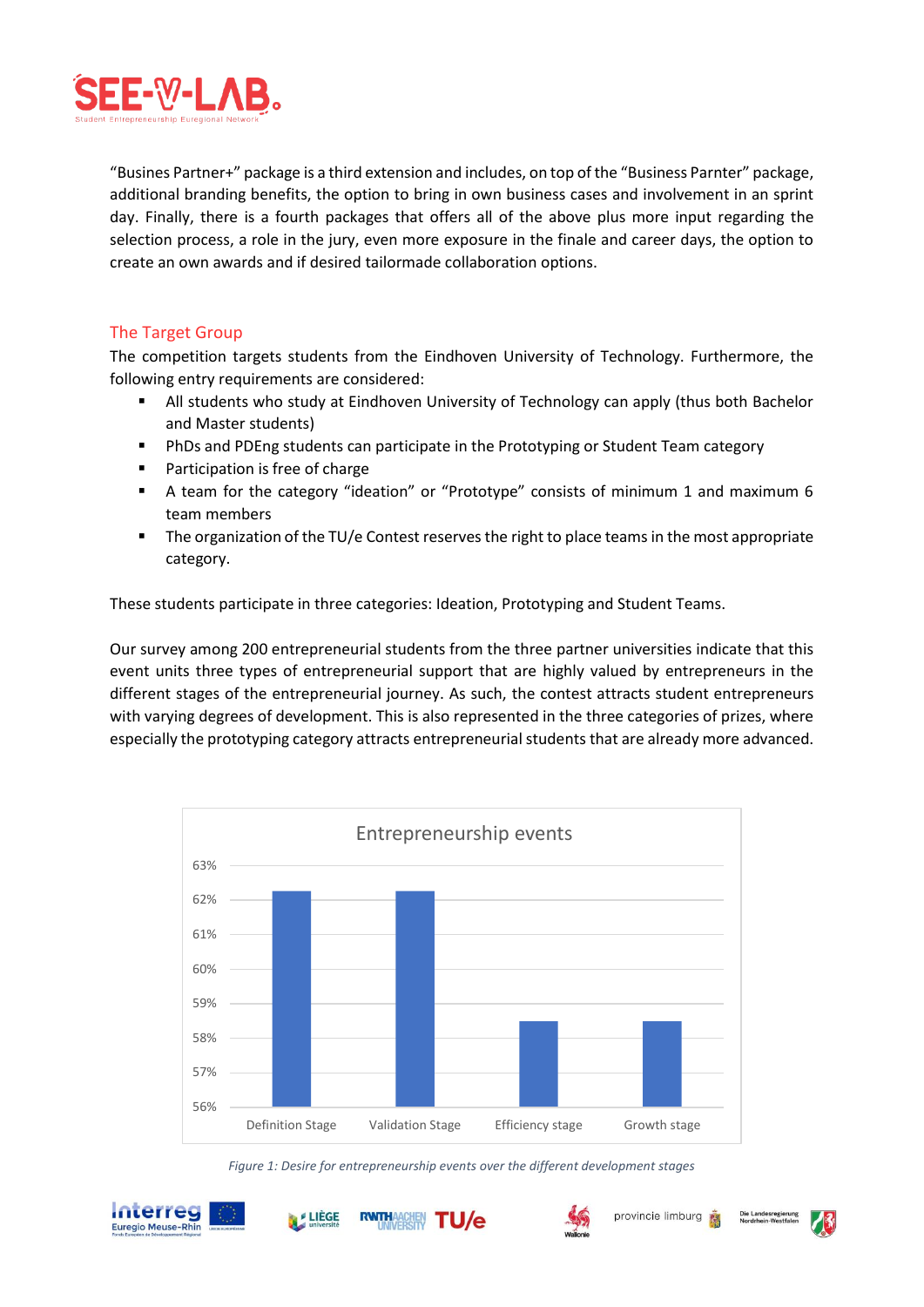"Busines Partner+" package is a third extension and includes, on top of the "Business Parnter" package, additional branding benefits, the option to bring in own business cases and involvement in an sprint day. Finally, there is a fourth packages that offers all of the above plus more input regarding the selection process, a role in the jury, even more exposure in the finale and career days, the option to create an own awards and if desired tailormade collaboration options.

## The Target Group

The competition targets students from the Eindhoven University of Technology. Furthermore, the following entry requirements are considered:

- All students who study at Eindhoven University of Technology can apply (thus both Bachelor and Master students)
- PhDs and PDEng students can participate in the Prototyping or Student Team category
- Participation is free of charge
- A team for the category "ideation" or "Prototype" consists of minimum 1 and maximum 6 team members
- The organization of the TU/e Contest reserves the right to place teams in the most appropriate category.

These students participate in three categories: Ideation, Prototyping and Student Teams.

Our survey among 200 entrepreneurial students from the three partner universities indicate that this event units three types of entrepreneurial support that are highly valued by entrepreneurs in the different stages of the entrepreneurial journey. As such, the contest attracts student entrepreneurs with varying degrees of development. This is also represented in the three categories of prizes, where especially the prototyping category attracts entrepreneurial students that are already more advanced.

*Figure 1: Desire for entrepreneurship events over the different development stages*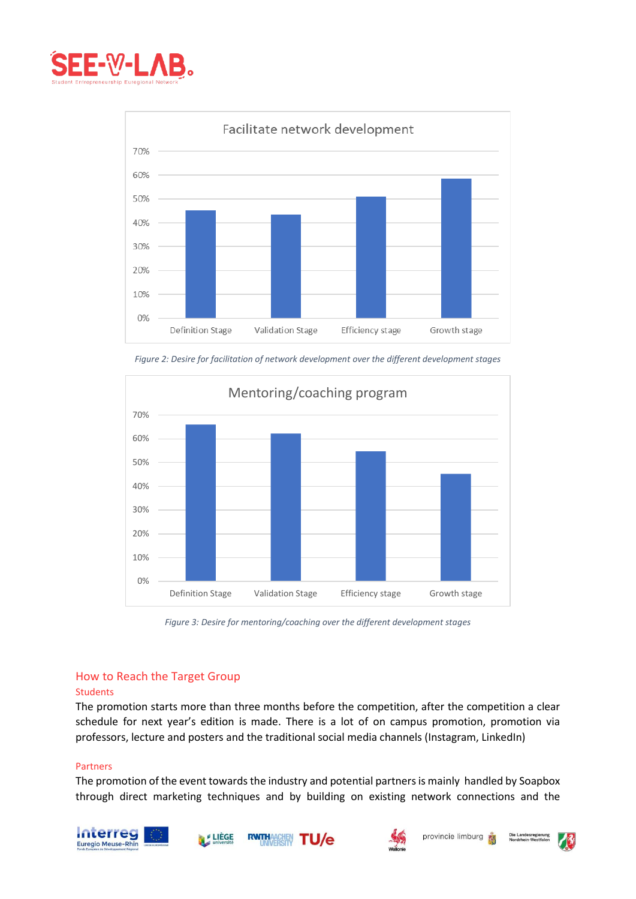Facilitate network development

| | Definition Stage | Validation Stage | Efficiency stage | Growth stage |
|---|---|---|---|---|
| Value | ~45% | ~43% | ~51% | ~58% |

*Figure 2: Desire for facilitation of network development over the different development stages*

Mentoring/coaching program

| | Definition Stage | Validation Stage | Efficiency stage | Growth stage |
|---|---|---|---|---|
| Value | ~66% | ~62% | ~54% | ~45% |

*Figure 3: Desire for mentoring/coaching over the different development stages*

## How to Reach the Target Group

### Students

The promotion starts more than three months before the competition, after the competition a clear schedule for next year's edition is made. There is a lot of on campus promotion, promotion via professors, lecture and posters and the traditional social media channels (Instagram, LinkedIn)

### Partners

The promotion of the event towards the industry and potential partners is mainly handled by Soapbox through direct marketing techniques and by building on existing network connections and the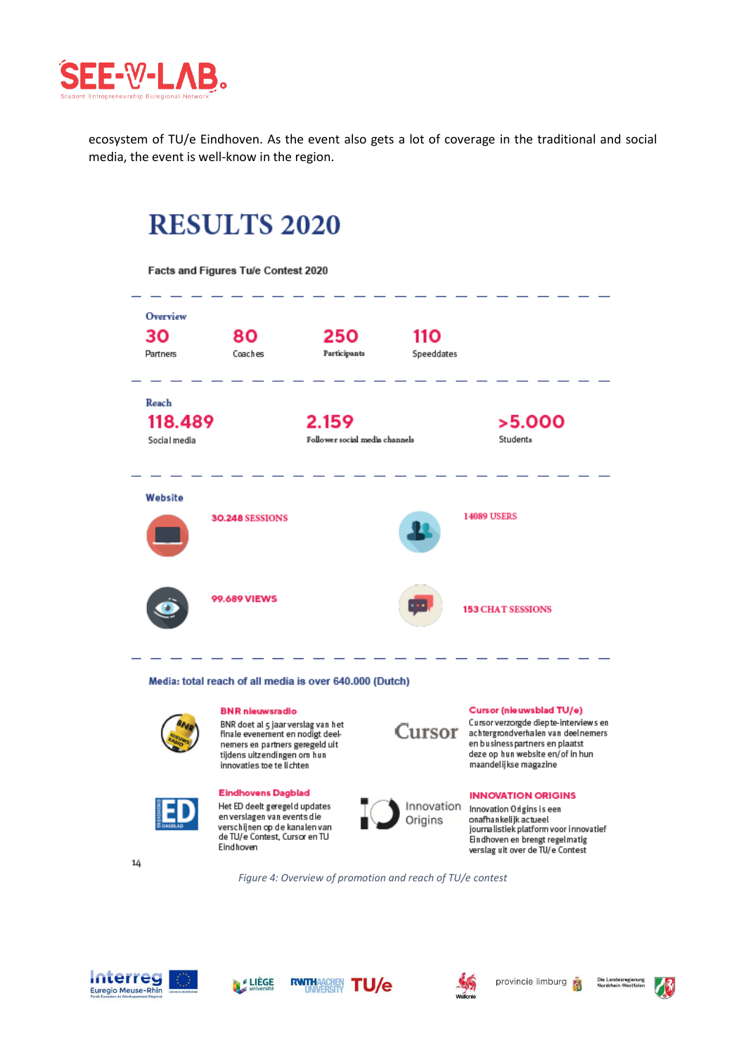ecosystem of TU/e Eindhoven. As the event also gets a lot of coverage in the traditional and social media, the event is well-know in the region.

# RESULTS 2020

Facts and Figures Tu/e Contest 2020

**Overview**

| 30 | 80 | 250 | 110 |
|---|---|---|---|
| Partners | Coaches | Participants | Speeddates |

**Reach**

| 118.489 | 2.159 | >5.000 |
|---|---|---|
| Social media | Follower social media channels | Students |

**Website**

30.248 SESSIONS

14089 USERS

99.689 VIEWS

153 CHAT SESSIONS

**Media: total reach of all media is over 640.000 (Dutch)**

**BNR nieuwsradio**
BNR doet al 5 jaar verslag van het finale evenement en nodigt deelnemers en partners geregeld uit tijdens uitzendingen om hun innovaties toe te lichten

**Cursor (nieuwsblad TU/e)**
Cursor verzorgde diepte-interviews en achtergrondverhalen van deelnemers en business partners en plaatst deze op hun website en/of in hun maandelijkse magazine

**Eindhovens Dagblad**
Het ED deelt geregeld updates en verslagen van events die verschijnen op de kanalen van de TU/e Contest, Cursor en TU Eindhoven

**INNOVATION ORIGINS**
Innovation Origins is een onafhankelijk actueel journalistiek platform voor innovatief Eindhoven en brengt regelmatig verslag uit over de TU/e Contest

*Figure 4: Overview of promotion and reach of TU/e contest*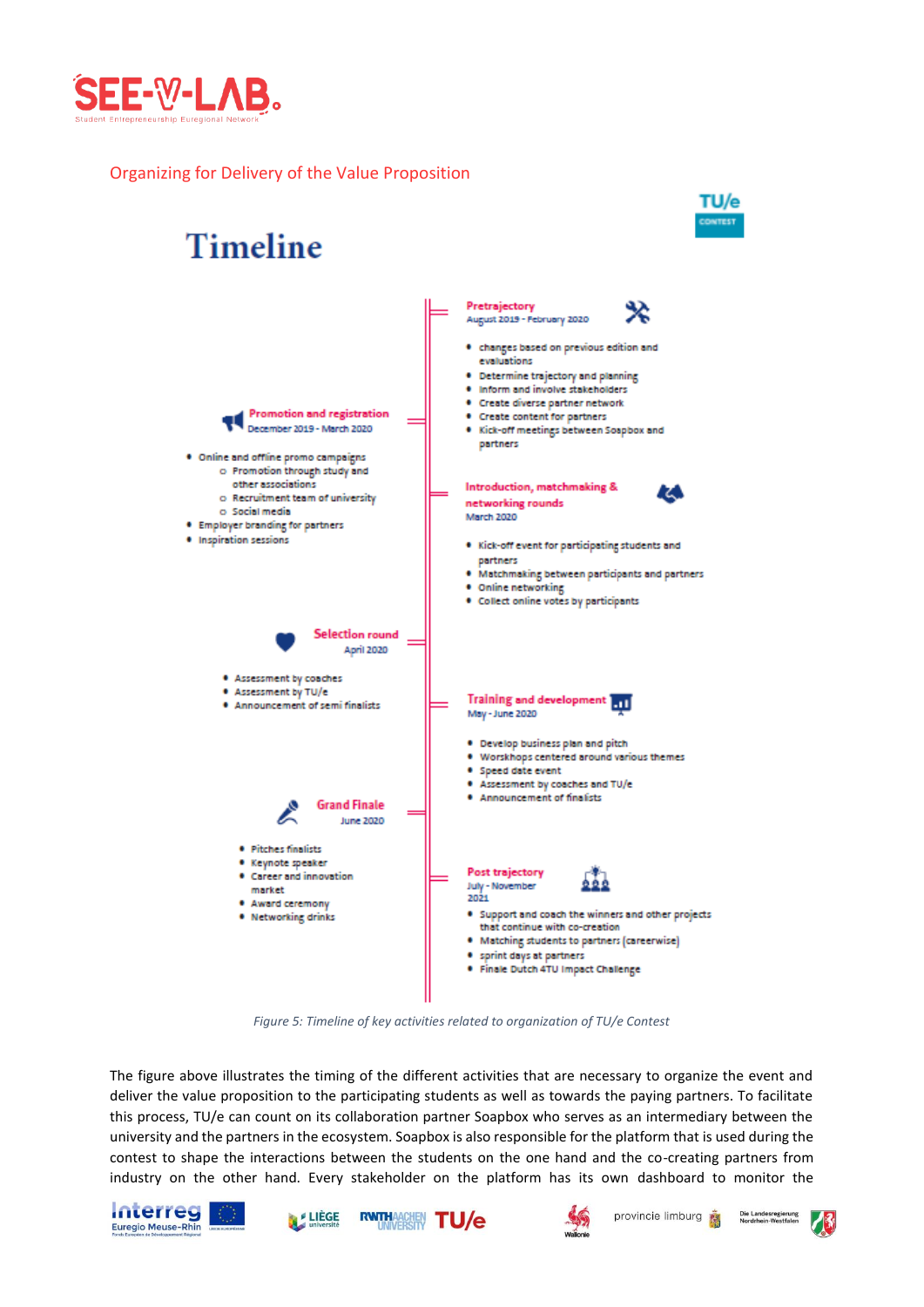## Organizing for Delivery of the Value Proposition

# Timeline

TU/e CONTEST

**Pretrajectory**
August 2019 - February 2020

- changes based on previous edition and evaluations
- Determine trajectory and planning
- Inform and involve stakeholders
- Create diverse partner network
- Create content for partners
- Kick-off meetings between Soapbox and partners

**Promotion and registration**
December 2019 - March 2020

- Online and offline promo campaigns
  - Promotion through study and other associations
  - Recruitment team of university
  - Social media
- Employer branding for partners
- Inspiration sessions

**Introduction, matchmaking & networking rounds**
March 2020

- Kick-off event for participating students and partners
- Matchmaking between participants and partners
- Online networking
- Collect online votes by participants

**Selection round**
April 2020

- Assessment by coaches
- Assessment by TU/e
- Announcement of semi finalists

**Training and development**
May - June 2020

- Develop business plan and pitch
- Worskhops centered around various themes
- Speed date event
- Assessment by coaches and TU/e
- Announcement of finalists

**Grand Finale**
June 2020

- Pitches finalists
- Keynote speaker
- Career and innovation market
- Award ceremony
- Networking drinks

**Post trajectory**
July - November 2021

- Support and coach the winners and other projects that continue with co-creation
- Matching students to partners (careerwise)
- sprint days at partners
- Finale Dutch 4TU Impact Challenge

*Figure 5: Timeline of key activities related to organization of TU/e Contest*

The figure above illustrates the timing of the different activities that are necessary to organize the event and deliver the value proposition to the participating students as well as towards the paying partners. To facilitate this process, TU/e can count on its collaboration partner Soapbox who serves as an intermediary between the university and the partners in the ecosystem. Soapbox is also responsible for the platform that is used during the contest to shape the interactions between the students on the one hand and the co-creating partners from industry on the other hand. Every stakeholder on the platform has its own dashboard to monitor the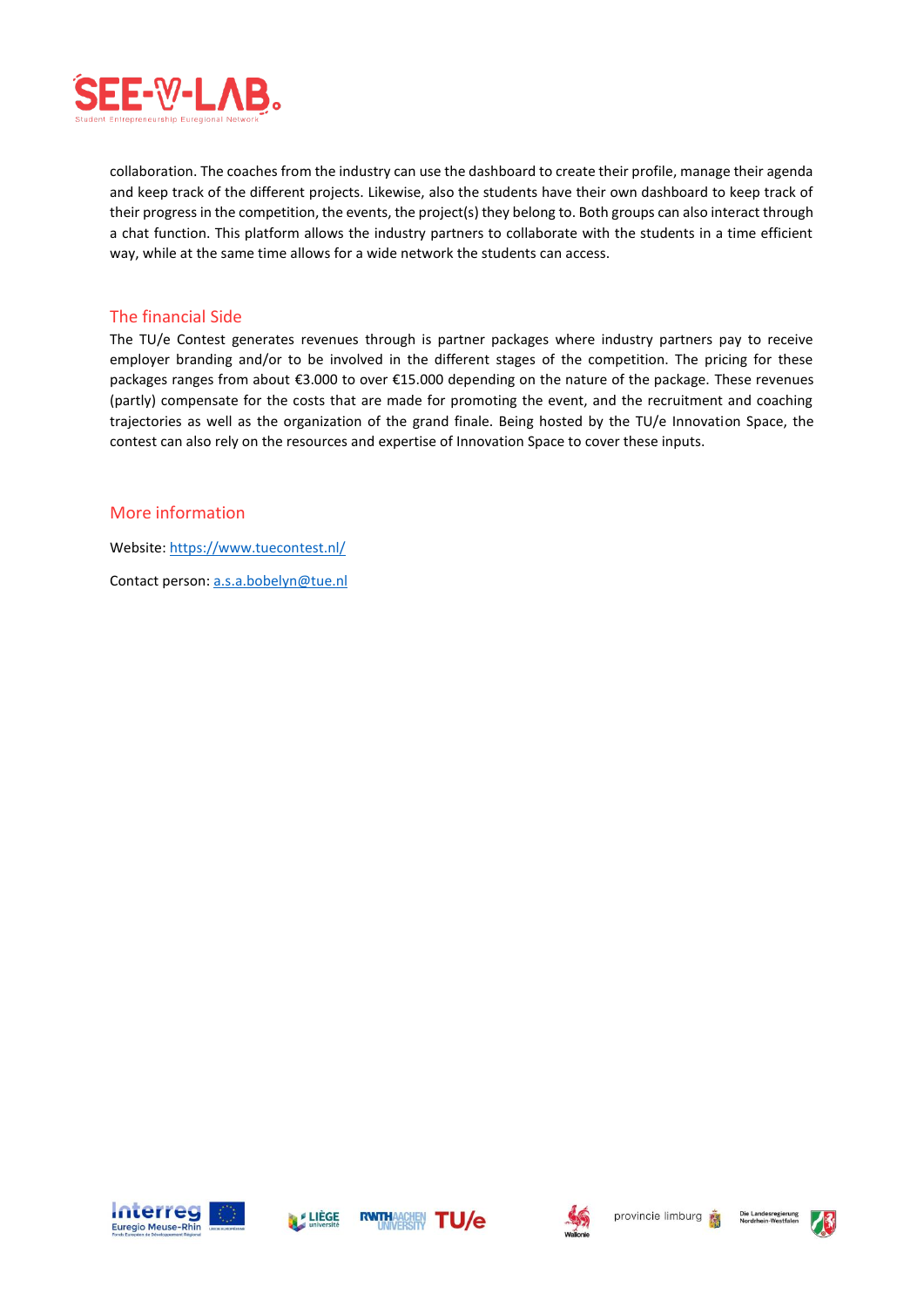collaboration. The coaches from the industry can use the dashboard to create their profile, manage their agenda and keep track of the different projects. Likewise, also the students have their own dashboard to keep track of their progress in the competition, the events, the project(s) they belong to. Both groups can also interact through a chat function. This platform allows the industry partners to collaborate with the students in a time efficient way, while at the same time allows for a wide network the students can access.

## The financial Side

The TU/e Contest generates revenues through is partner packages where industry partners pay to receive employer branding and/or to be involved in the different stages of the competition. The pricing for these packages ranges from about €3.000 to over €15.000 depending on the nature of the package. These revenues (partly) compensate for the costs that are made for promoting the event, and the recruitment and coaching trajectories as well as the organization of the grand finale. Being hosted by the TU/e Innovation Space, the contest can also rely on the resources and expertise of Innovation Space to cover these inputs.

## More information

Website: https://www.tuecontest.nl/

Contact person: a.s.a.bobelyn@tue.nl